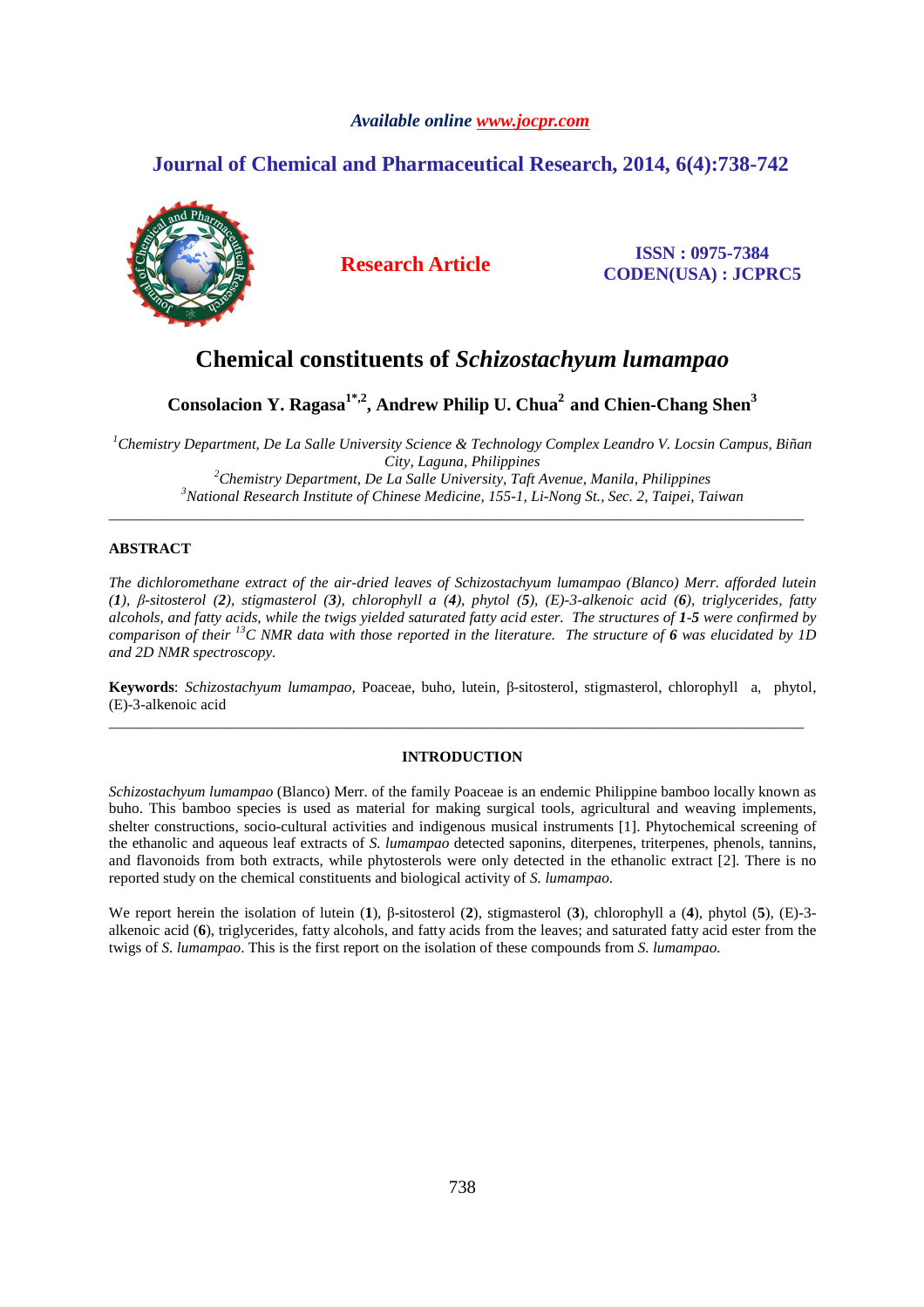# Chemical constituents of *Schizostachyum lumampao*

**Consolacion Y. Ragasa[1*,2], Andrew Philip U. Chua[2] and Chien-Chang Shen[3]**

[1]*Chemistry Department, De La Salle University Science & Technology Complex Leandro V. Locsin Campus, Biñan City, Laguna, Philippines*
[2]*Chemistry Department, De La Salle University, Taft Avenue, Manila, Philippines*
[3]*National Research Institute of Chinese Medicine, 155-1, Li-Nong St., Sec. 2, Taipei, Taiwan*

---

## ABSTRACT

*The dichloromethane extract of the air-dried leaves of Schizostachyum lumampao (Blanco) Merr. afforded lutein (**1**), β-sitosterol (**2**), stigmasterol (**3**), chlorophyll a (**4**), phytol (**5**), (E)-3-alkenoic acid (**6**), triglycerides, fatty alcohols, and fatty acids, while the twigs yielded saturated fatty acid ester. The structures of **1-5** were confirmed by comparison of their $^{13}C$ NMR data with those reported in the literature. The structure of **6** was elucidated by 1D and 2D NMR spectroscopy.*

**Keywords**: *Schizostachyum lumampao,* Poaceae, buho, lutein, β-sitosterol, stigmasterol, chlorophyll a, phytol, (E)-3-alkenoic acid

---

## INTRODUCTION

*Schizostachyum lumampao* (Blanco) Merr. of the family Poaceae is an endemic Philippine bamboo locally known as buho. This bamboo species is used as material for making surgical tools, agricultural and weaving implements, shelter constructions, socio-cultural activities and indigenous musical instruments [1]. Phytochemical screening of the ethanolic and aqueous leaf extracts of *S. lumampao* detected saponins, diterpenes, triterpenes, phenols, tannins, and flavonoids from both extracts, while phytosterols were only detected in the ethanolic extract [2]. There is no reported study on the chemical constituents and biological activity of *S. lumampao*.

We report herein the isolation of lutein (**1**), β-sitosterol (**2**), stigmasterol (**3**), chlorophyll a (**4**), phytol (**5**), (E)-3-alkenoic acid (**6**), triglycerides, fatty alcohols, and fatty acids from the leaves; and saturated fatty acid ester from the twigs of *S. lumampao*. This is the first report on the isolation of these compounds from *S. lumampao*.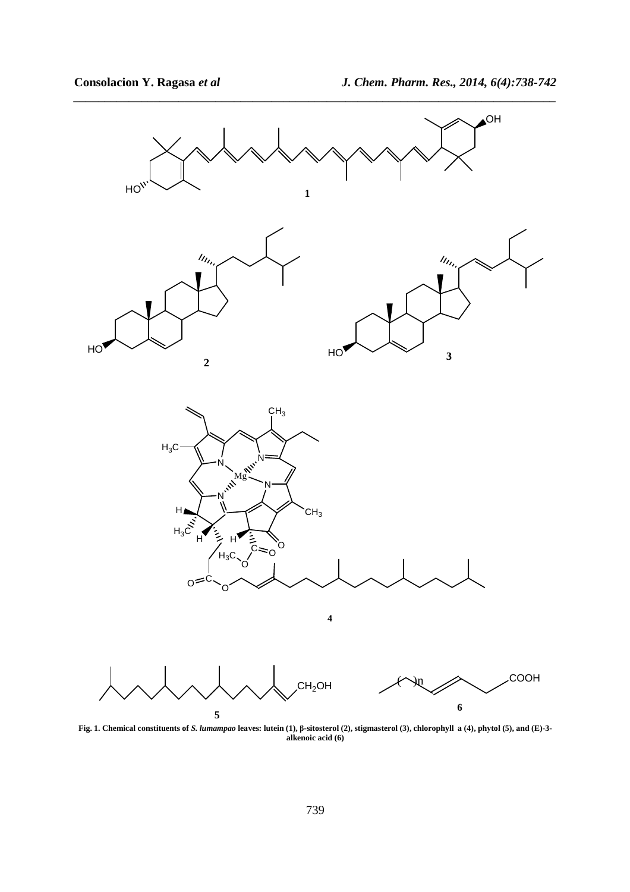**Fig. 1. Chemical constituents of *S. lumampao* leaves: lutein (1), β-sitosterol (2), stigmasterol (3), chlorophyll a (4), phytol (5), and (E)-3-alkenoic acid (6)**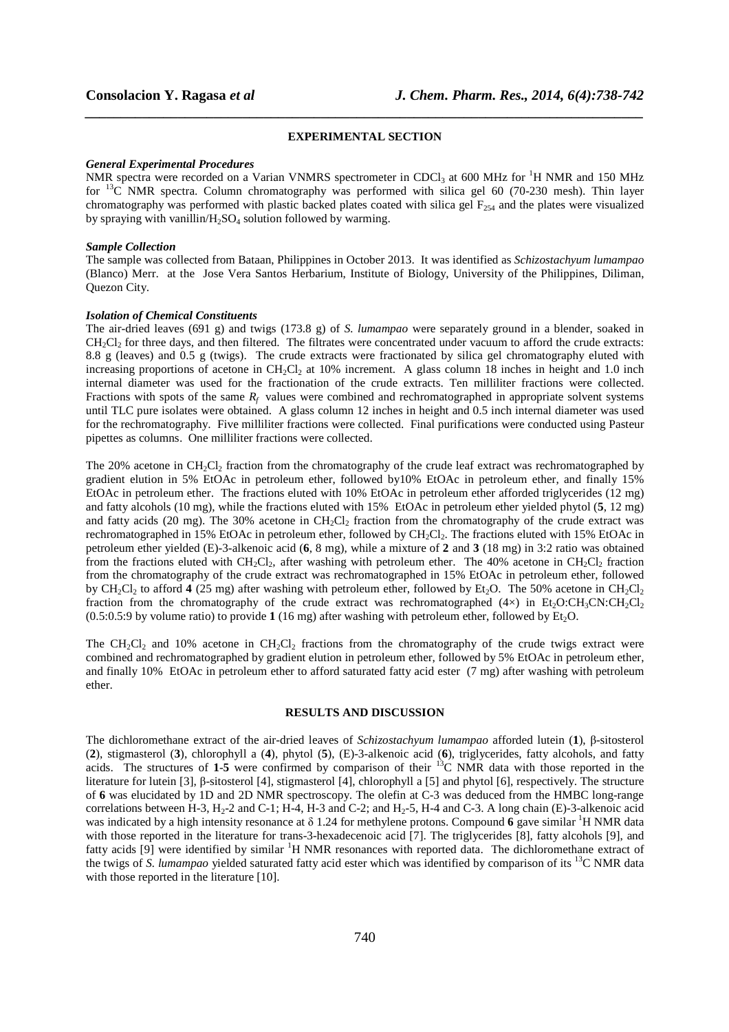## EXPERIMENTAL SECTION

### *General Experimental Procedures*

NMR spectra were recorded on a Varian VNMRS spectrometer in $CDCl_3$ at 600 MHz for $^1H$ NMR and 150 MHz for $^{13}C$ NMR spectra. Column chromatography was performed with silica gel 60 (70-230 mesh). Thin layer chromatography was performed with plastic backed plates coated with silica gel $F_{254}$ and the plates were visualized by spraying with vanillin/$H_2SO_4$ solution followed by warming.

### *Sample Collection*

The sample was collected from Bataan, Philippines in October 2013. It was identified as *Schizostachyum lumampao* (Blanco) Merr. at the Jose Vera Santos Herbarium, Institute of Biology, University of the Philippines, Diliman, Quezon City.

### *Isolation of Chemical Constituents*

The air-dried leaves (691 g) and twigs (173.8 g) of *S. lumampao* were separately ground in a blender, soaked in $CH_2Cl_2$ for three days, and then filtered. The filtrates were concentrated under vacuum to afford the crude extracts: 8.8 g (leaves) and 0.5 g (twigs). The crude extracts were fractionated by silica gel chromatography eluted with increasing proportions of acetone in $CH_2Cl_2$ at 10% increment. A glass column 18 inches in height and 1.0 inch internal diameter was used for the fractionation of the crude extracts. Ten milliliter fractions were collected. Fractions with spots of the same $R_f$ values were combined and rechromatographed in appropriate solvent systems until TLC pure isolates were obtained. A glass column 12 inches in height and 0.5 inch internal diameter was used for the rechromatography. Five milliliter fractions were collected. Final purifications were conducted using Pasteur pipettes as columns. One milliliter fractions were collected.

The 20% acetone in $CH_2Cl_2$ fraction from the chromatography of the crude leaf extract was rechromatographed by gradient elution in 5% EtOAc in petroleum ether, followed by10% EtOAc in petroleum ether, and finally 15% EtOAc in petroleum ether. The fractions eluted with 10% EtOAc in petroleum ether afforded triglycerides (12 mg) and fatty alcohols (10 mg), while the fractions eluted with 15% EtOAc in petroleum ether yielded phytol (**5**, 12 mg) and fatty acids (20 mg). The 30% acetone in $CH_2Cl_2$ fraction from the chromatography of the crude extract was rechromatographed in 15% EtOAc in petroleum ether, followed by $CH_2Cl_2$. The fractions eluted with 15% EtOAc in petroleum ether yielded (E)-3-alkenoic acid (**6**, 8 mg), while a mixture of **2** and **3** (18 mg) in 3:2 ratio was obtained from the fractions eluted with $CH_2Cl_2$, after washing with petroleum ether. The 40% acetone in $CH_2Cl_2$ fraction from the chromatography of the crude extract was rechromatographed in 15% EtOAc in petroleum ether, followed by $CH_2Cl_2$ to afford **4** (25 mg) after washing with petroleum ether, followed by $Et_2O$. The 50% acetone in $CH_2Cl_2$ fraction from the chromatography of the crude extract was rechromatographed (4×) in $Et_2O$:$CH_3CN$:$CH_2Cl_2$ (0.5:0.5:9 by volume ratio) to provide **1** (16 mg) after washing with petroleum ether, followed by $Et_2O$.

The $CH_2Cl_2$ and 10% acetone in $CH_2Cl_2$ fractions from the chromatography of the crude twigs extract were combined and rechromatographed by gradient elution in petroleum ether, followed by 5% EtOAc in petroleum ether, and finally 10% EtOAc in petroleum ether to afford saturated fatty acid ester (7 mg) after washing with petroleum ether.

## RESULTS AND DISCUSSION

The dichloromethane extract of the air-dried leaves of *Schizostachyum lumampao* afforded lutein (**1**), β-sitosterol (**2**), stigmasterol (**3**), chlorophyll a (**4**), phytol (**5**), (E)-3-alkenoic acid (**6**), triglycerides, fatty alcohols, and fatty acids. The structures of **1**-**5** were confirmed by comparison of their $^{13}C$ NMR data with those reported in the literature for lutein [3], β-sitosterol [4], stigmasterol [4], chlorophyll a [5] and phytol [6], respectively. The structure of **6** was elucidated by 1D and 2D NMR spectroscopy. The olefin at C-3 was deduced from the HMBC long-range correlations between H-3, $H_2$-2 and C-1; H-4, H-3 and C-2; and $H_2$-5, H-4 and C-3. A long chain (E)-3-alkenoic acid was indicated by a high intensity resonance at δ 1.24 for methylene protons. Compound **6** gave similar $^1H$ NMR data with those reported in the literature for trans-3-hexadecenoic acid [7]. The triglycerides [8], fatty alcohols [9], and fatty acids [9] were identified by similar $^1H$ NMR resonances with reported data. The dichloromethane extract of the twigs of *S. lumampao* yielded saturated fatty acid ester which was identified by comparison of its $^{13}C$ NMR data with those reported in the literature [10].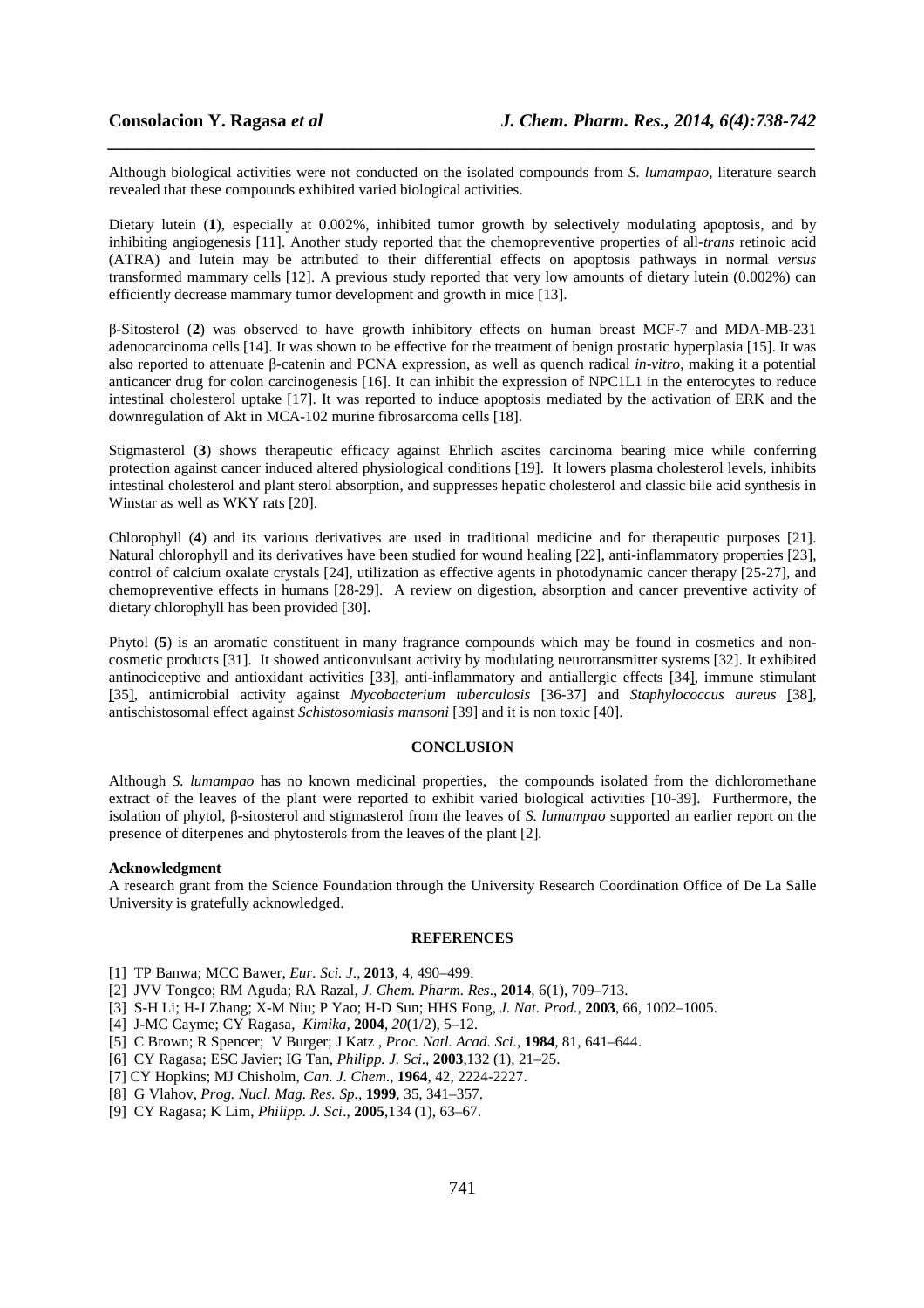Although biological activities were not conducted on the isolated compounds from *S. lumampao*, literature search revealed that these compounds exhibited varied biological activities.

Dietary lutein (**1**), especially at 0.002%, inhibited tumor growth by selectively modulating apoptosis, and by inhibiting angiogenesis [11]. Another study reported that the chemopreventive properties of all-*trans* retinoic acid (ATRA) and lutein may be attributed to their differential effects on apoptosis pathways in normal *versus* transformed mammary cells [12]. A previous study reported that very low amounts of dietary lutein (0.002%) can efficiently decrease mammary tumor development and growth in mice [13].

β-Sitosterol (**2**) was observed to have growth inhibitory effects on human breast MCF-7 and MDA-MB-231 adenocarcinoma cells [14]. It was shown to be effective for the treatment of benign prostatic hyperplasia [15]. It was also reported to attenuate β-catenin and PCNA expression, as well as quench radical *in-vitro*, making it a potential anticancer drug for colon carcinogenesis [16]. It can inhibit the expression of NPC1L1 in the enterocytes to reduce intestinal cholesterol uptake [17]. It was reported to induce apoptosis mediated by the activation of ERK and the downregulation of Akt in MCA-102 murine fibrosarcoma cells [18].

Stigmasterol (**3**) shows therapeutic efficacy against Ehrlich ascites carcinoma bearing mice while conferring protection against cancer induced altered physiological conditions [19]. It lowers plasma cholesterol levels, inhibits intestinal cholesterol and plant sterol absorption, and suppresses hepatic cholesterol and classic bile acid synthesis in Winstar as well as WKY rats [20].

Chlorophyll (**4**) and its various derivatives are used in traditional medicine and for therapeutic purposes [21]. Natural chlorophyll and its derivatives have been studied for wound healing [22], anti-inflammatory properties [23], control of calcium oxalate crystals [24], utilization as effective agents in photodynamic cancer therapy [25-27], and chemopreventive effects in humans [28-29]. A review on digestion, absorption and cancer preventive activity of dietary chlorophyll has been provided [30].

Phytol (**5**) is an aromatic constituent in many fragrance compounds which may be found in cosmetics and non-cosmetic products [31]. It showed anticonvulsant activity by modulating neurotransmitter systems [32]. It exhibited antinociceptive and antioxidant activities [33], anti-inflammatory and antiallergic effects [34], immune stimulant [35], antimicrobial activity against *Mycobacterium tuberculosis* [36-37] and *Staphylococcus aureus* [38], antischistosomal effect against *Schistosomiasis mansoni* [39] and it is non toxic [40].

## CONCLUSION

Although *S. lumampao* has no known medicinal properties, the compounds isolated from the dichloromethane extract of the leaves of the plant were reported to exhibit varied biological activities [10-39]. Furthermore, the isolation of phytol, β-sitosterol and stigmasterol from the leaves of *S. lumampao* supported an earlier report on the presence of diterpenes and phytosterols from the leaves of the plant [2].

**Acknowledgment**

A research grant from the Science Foundation through the University Research Coordination Office of De La Salle University is gratefully acknowledged.

## REFERENCES

[1] TP Banwa; MCC Bawer, *Eur. Sci. J*., **2013**, 4, 490–499.
[2] JVV Tongco; RM Aguda; RA Razal, *J. Chem. Pharm. Res*., **2014**, 6(1), 709–713.
[3] S-H Li; H-J Zhang; X-M Niu; P Yao; H-D Sun; HHS Fong, *J. Nat. Prod.*, **2003**, 66, 1002–1005.
[4] J-MC Cayme; CY Ragasa, *Kimika*, **2004**, *20*(1/2), 5–12.
[5] C Brown; R Spencer; V Burger; J Katz , *Proc. Natl. Acad. Sci.*, **1984**, 81, 641–644.
[6] CY Ragasa; ESC Javier; IG Tan, *Philipp. J. Sci*., **2003**,132 (1), 21–25.
[7] CY Hopkins; MJ Chisholm, *Can. J. Chem*., **1964**, 42, 2224-2227.
[8] G Vlahov, *Prog. Nucl. Mag. Res. Sp.*, **1999**, 35, 341–357.
[9] CY Ragasa; K Lim, *Philipp. J. Sci*., **2005**,134 (1), 63–67.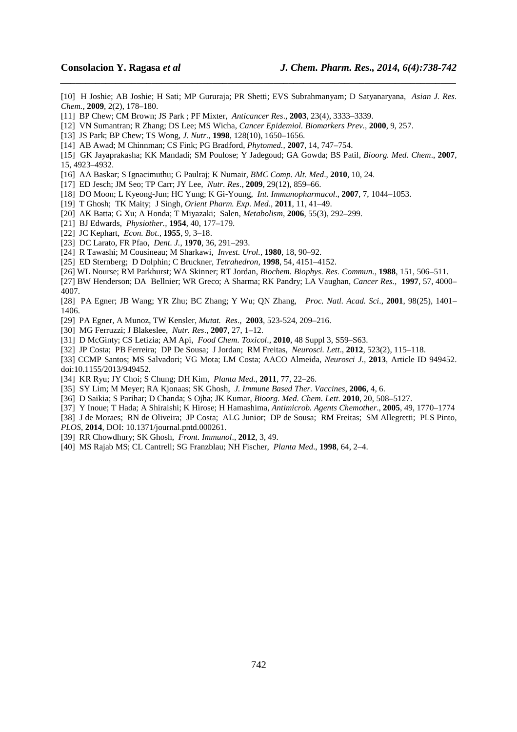[10] H Joshie; AB Joshie; H Sati; MP Gururaja; PR Shetti; EVS Subrahmanyam; D Satyanaryana, *Asian J. Res. Chem.*, **2009**, 2(2), 178–180.

[11] BP Chew; CM Brown; JS Park ; PF Mixter, *Anticancer Res*., **2003**, 23(4), 3333–3339.

[12] VN Sumantran; R Zhang; DS Lee; MS Wicha, *Cancer Epidemiol. Biomarkers Prev.*, **2000**, 9, 257.

[13] JS Park; BP Chew; TS Wong, *J. Nutr.*, **1998**, 128(10), 1650–1656.

[14] AB Awad; M Chinnman; CS Fink; PG Bradford, *Phytomed.*, **2007**, 14, 747–754.

[15] GK Jayaprakasha; KK Mandadi; SM Poulose; Y Jadegoud; GA Gowda; BS Patil, *Bioorg. Med. Chem*., **2007**, 15, 4923–4932.

[16] AA Baskar; S Ignacimuthu; G Paulraj; K Numair, *BMC Comp. Alt. Med*., **2010**, 10, 24.

[17] ED Jesch; JM Seo; TP Carr; JY Lee, *Nutr. Res*., **2009**, 29(12), 859–66.

[18] DO Moon; L Kyeong-Jun; HC Yung; K Gi-Young, *Int. Immunopharmacol*., **2007**, 7, 1044–1053.

[19] T Ghosh; TK Maity; J Singh, *Orient Pharm. Exp. Med.*, **2011**, 11, 41–49.

[20] AK Batta; G Xu; A Honda; T Miyazaki; Salen, *Metabolism*, **2006**, 55(3), 292–299.

[21] BJ Edwards, *Physiother.*, **1954**, 40, 177–179.

[22] JC Kephart, *Econ. Bot.*, **1955**, 9, 3–18.

[23] DC Larato, FR Pfao, *Dent. J.*, **1970**, 36, 291–293.

[24] R Tawashi; M Cousineau; M Sharkawi, *Invest. Urol.*, **1980**, 18, 90–92.

[25] ED Sternberg; D Dolphin; C Bruckner, *Tetrahedron*, **1998**, 54, 4151–4152.

[26] WL Nourse; RM Parkhurst; WA Skinner; RT Jordan, *Biochem. Biophys. Res. Commun.*, **1988**, 151, 506–511.

[27] BW Henderson; DA Bellnier; WR Greco; A Sharma; RK Pandry; LA Vaughan, *Cancer Res.*, **1997**, 57, 4000–4007.

[28] PA Egner; JB Wang; YR Zhu; BC Zhang; Y Wu; QN Zhang, *Proc. Natl. Acad. Sci*., **2001**, 98(25), 1401–1406.

[29] PA Egner, A Munoz, TW Kensler, *Mutat. Res*., **2003**, 523-524, 209–216.

[30] MG Ferruzzi; J Blakeslee, *Nutr. Res*., **2007**, 27, 1–12.

[31] D McGinty; CS Letizia; AM Api, *Food Chem. Toxicol*., **2010**, 48 Suppl 3, S59–S63.

[32] JP Costa; PB Ferreira; DP De Sousa; J Jordan; RM Freitas, *Neurosci. Lett*., **2012**, 523(2), 115–118.

[33] CCMP Santos; MS Salvadori; VG Mota; LM Costa; AACO Almeida, *Neurosci J.*, **2013**, Article ID 949452. doi:10.1155/2013/949452.

[34] KR Ryu; JY Choi; S Chung; DH Kim, *Planta Med*., **2011**, 77, 22–26.

[35] SY Lim; M Meyer; RA Kjonaas; SK Ghosh, *J. Immune Based Ther. Vaccines*, **2006**, 4, 6.

[36] D Saikia; S Parihar; D Chanda; S Ojha; JK Kumar, *Bioorg. Med. Chem. Lett*. **2010**, 20, 508–5127.

[37] Y Inoue; T Hada; A Shiraishi; K Hirose; H Hamashima, *Antimicrob. Agents Chemother*., **2005**, 49, 1770–1774

[38] J de Moraes; RN de Oliveira; JP Costa; ALG Junior; DP de Sousa; RM Freitas; SM Allegretti; PLS Pinto, *PLOS*, **2014**, DOI: 10.1371/journal.pntd.000261.

[39] RR Chowdhury; SK Ghosh, *Front. Immunol*., **2012**, 3, 49.

[40] MS Rajab MS; CL Cantrell; SG Franzblau; NH Fischer, *Planta Med*., **1998**, 64, 2–4.